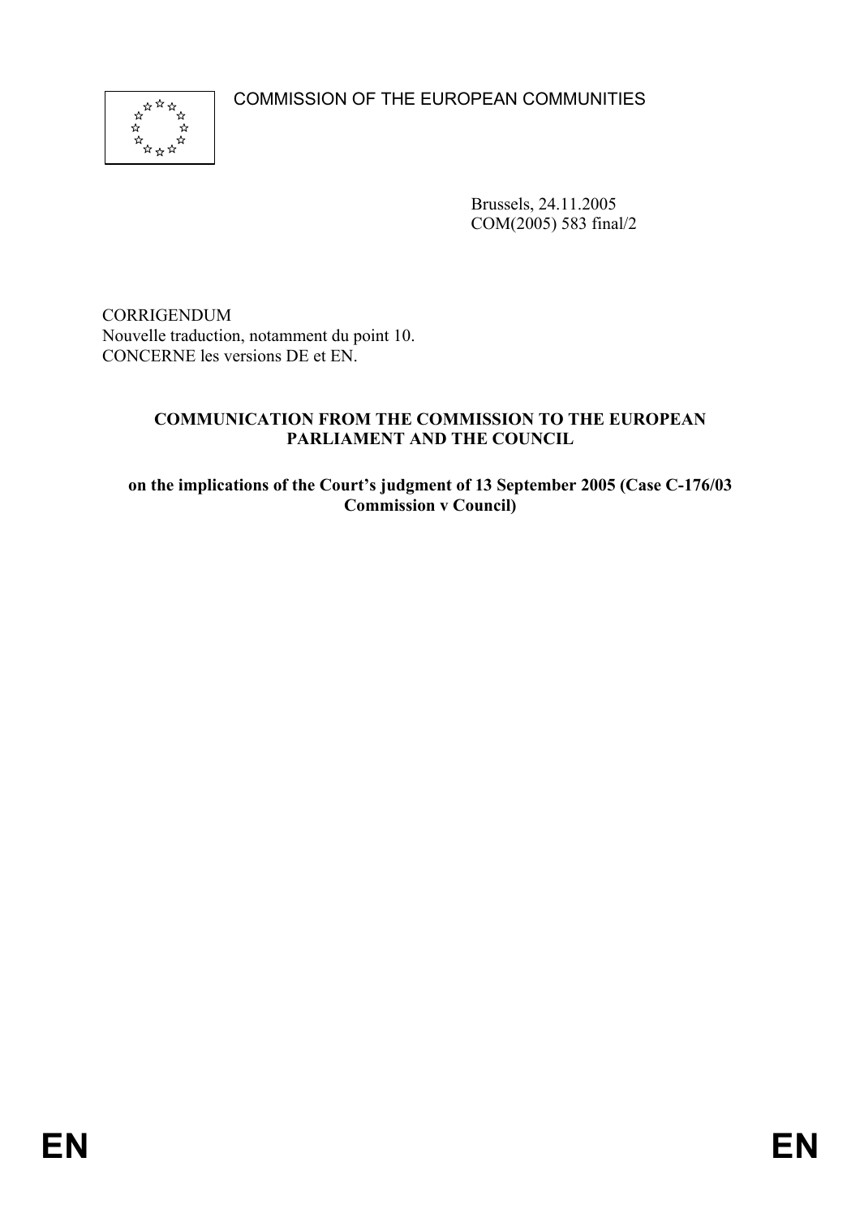COMMISSION OF THE EUROPEAN COMMUNITIES

Brussels, 24.11.2005
COM(2005) 583 final/2

CORRIGENDUM
Nouvelle traduction, notamment du point 10.
CONCERNE les versions DE et EN.

**COMMUNICATION FROM THE COMMISSION TO THE EUROPEAN PARLIAMENT AND THE COUNCIL**

**on the implications of the Court's judgment of 13 September 2005 (Case C-176/03 Commission v Council)**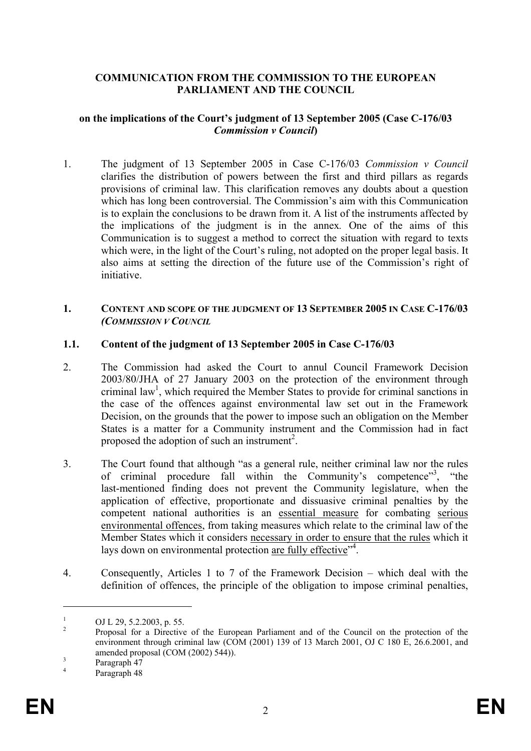**COMMUNICATION FROM THE COMMISSION TO THE EUROPEAN PARLIAMENT AND THE COUNCIL**

**on the implications of the Court's judgment of 13 September 2005 (Case C-176/03 *Commission v Council*)**

1. The judgment of 13 September 2005 in Case C-176/03 *Commission v Council* clarifies the distribution of powers between the first and third pillars as regards provisions of criminal law. This clarification removes any doubts about a question which has long been controversial. The Commission's aim with this Communication is to explain the conclusions to be drawn from it. A list of the instruments affected by the implications of the judgment is in the annex. One of the aims of this Communication is to suggest a method to correct the situation with regard to texts which were, in the light of the Court's ruling, not adopted on the proper legal basis. It also aims at setting the direction of the future use of the Commission's right of initiative.

## 1. CONTENT AND SCOPE OF THE JUDGMENT OF 13 SEPTEMBER 2005 IN CASE C-176/03 *(COMMISSION V COUNCIL*

### 1.1. Content of the judgment of 13 September 2005 in Case C-176/03

2. The Commission had asked the Court to annul Council Framework Decision 2003/80/JHA of 27 January 2003 on the protection of the environment through criminal law[1], which required the Member States to provide for criminal sanctions in the case of the offences against environmental law set out in the Framework Decision, on the grounds that the power to impose such an obligation on the Member States is a matter for a Community instrument and the Commission had in fact proposed the adoption of such an instrument[2].

3. The Court found that although "as a general rule, neither criminal law nor the rules of criminal procedure fall within the Community's competence"[3], "the last-mentioned finding does not prevent the Community legislature, when the application of effective, proportionate and dissuasive criminal penalties by the competent national authorities is an <u>essential measure</u> for combating <u>serious environmental offences</u>, from taking measures which relate to the criminal law of the Member States which it considers <u>necessary in order to ensure that the rules</u> which it lays down on environmental protection <u>are fully effective</u>"[4].

4. Consequently, Articles 1 to 7 of the Framework Decision – which deal with the definition of offences, the principle of the obligation to impose criminal penalties,

---

[1] OJ L 29, 5.2.2003, p. 55.

[2] Proposal for a Directive of the European Parliament and of the Council on the protection of the environment through criminal law (COM (2001) 139 of 13 March 2001, OJ C 180 E, 26.6.2001, and amended proposal (COM (2002) 544)).

[3] Paragraph 47

[4] Paragraph 48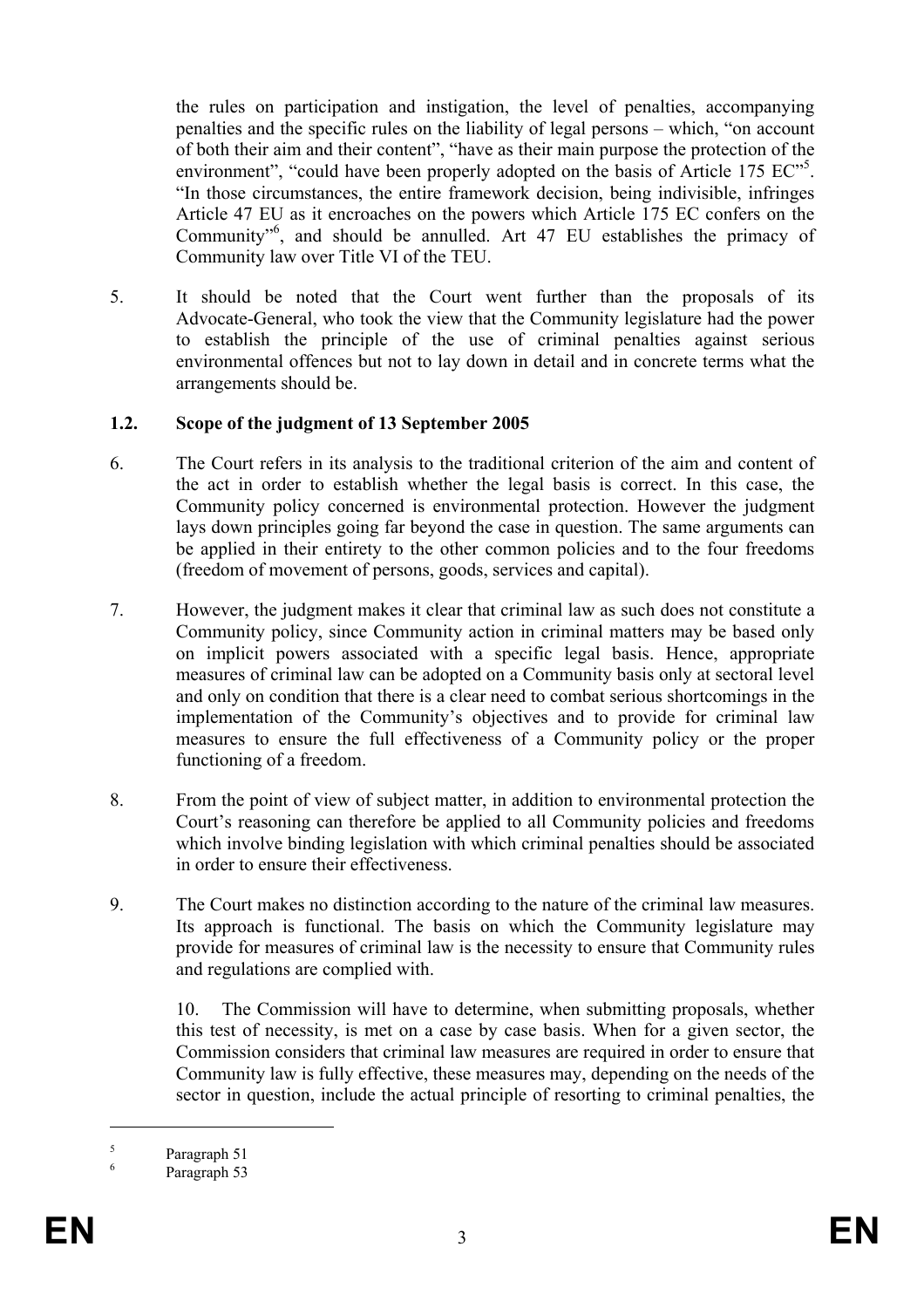the rules on participation and instigation, the level of penalties, accompanying penalties and the specific rules on the liability of legal persons – which, "on account of both their aim and their content", "have as their main purpose the protection of the environment", "could have been properly adopted on the basis of Article 175 EC"[5]. "In those circumstances, the entire framework decision, being indivisible, infringes Article 47 EU as it encroaches on the powers which Article 175 EC confers on the Community"[6], and should be annulled. Art 47 EU establishes the primacy of Community law over Title VI of the TEU.

5. It should be noted that the Court went further than the proposals of its Advocate-General, who took the view that the Community legislature had the power to establish the principle of the use of criminal penalties against serious environmental offences but not to lay down in detail and in concrete terms what the arrangements should be.

### 1.2. Scope of the judgment of 13 September 2005

6. The Court refers in its analysis to the traditional criterion of the aim and content of the act in order to establish whether the legal basis is correct. In this case, the Community policy concerned is environmental protection. However the judgment lays down principles going far beyond the case in question. The same arguments can be applied in their entirety to the other common policies and to the four freedoms (freedom of movement of persons, goods, services and capital).

7. However, the judgment makes it clear that criminal law as such does not constitute a Community policy, since Community action in criminal matters may be based only on implicit powers associated with a specific legal basis. Hence, appropriate measures of criminal law can be adopted on a Community basis only at sectoral level and only on condition that there is a clear need to combat serious shortcomings in the implementation of the Community's objectives and to provide for criminal law measures to ensure the full effectiveness of a Community policy or the proper functioning of a freedom.

8. From the point of view of subject matter, in addition to environmental protection the Court's reasoning can therefore be applied to all Community policies and freedoms which involve binding legislation with which criminal penalties should be associated in order to ensure their effectiveness.

9. The Court makes no distinction according to the nature of the criminal law measures. Its approach is functional. The basis on which the Community legislature may provide for measures of criminal law is the necessity to ensure that Community rules and regulations are complied with.

10. The Commission will have to determine, when submitting proposals, whether this test of necessity, is met on a case by case basis. When for a given sector, the Commission considers that criminal law measures are required in order to ensure that Community law is fully effective, these measures may, depending on the needs of the sector in question, include the actual principle of resorting to criminal penalties, the

---

[5] Paragraph 51

[6] Paragraph 53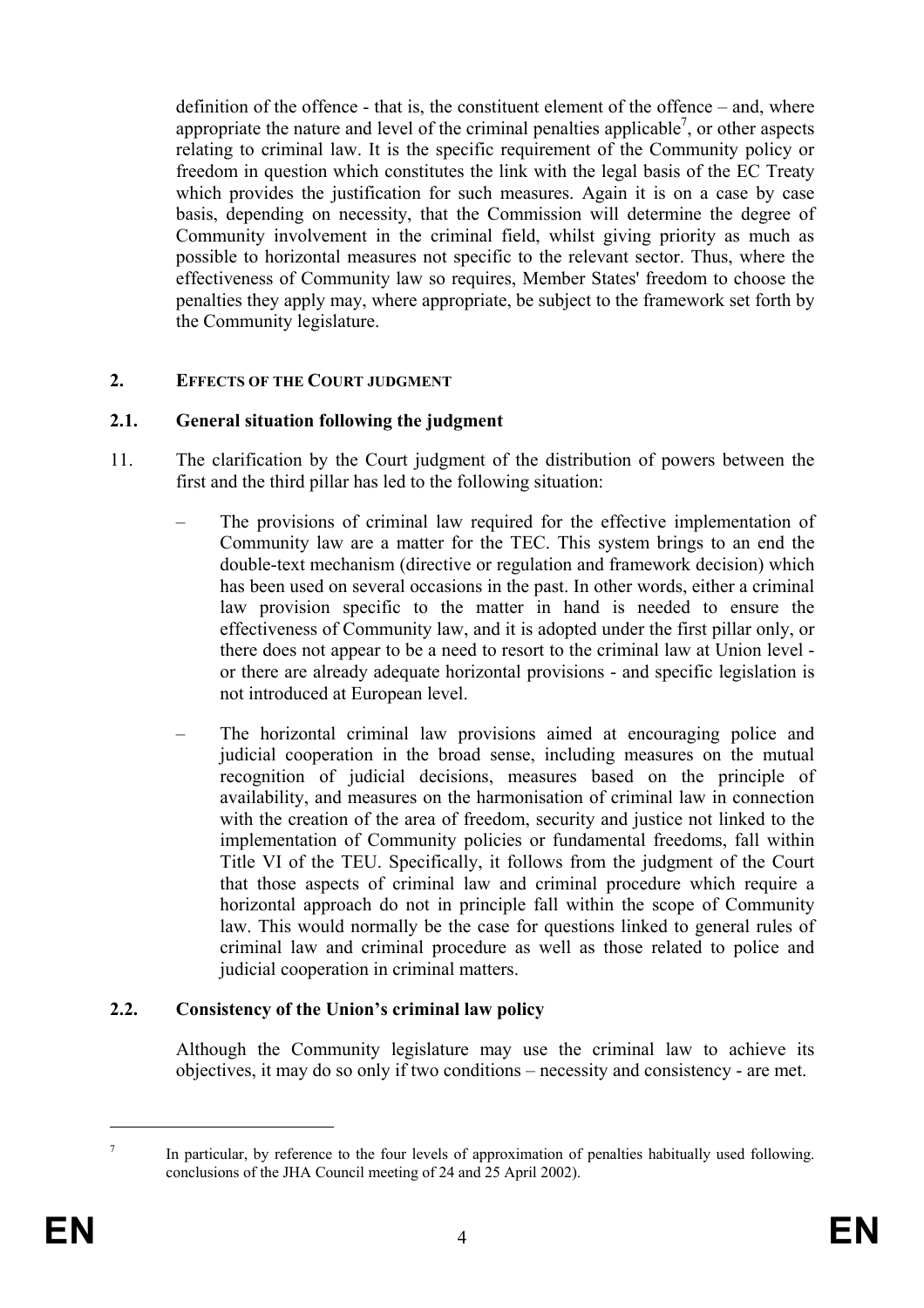definition of the offence - that is, the constituent element of the offence – and, where appropriate the nature and level of the criminal penalties applicable[7], or other aspects relating to criminal law. It is the specific requirement of the Community policy or freedom in question which constitutes the link with the legal basis of the EC Treaty which provides the justification for such measures. Again it is on a case by case basis, depending on necessity, that the Commission will determine the degree of Community involvement in the criminal field, whilst giving priority as much as possible to horizontal measures not specific to the relevant sector. Thus, where the effectiveness of Community law so requires, Member States' freedom to choose the penalties they apply may, where appropriate, be subject to the framework set forth by the Community legislature.

## 2. EFFECTS OF THE COURT JUDGMENT

### 2.1. General situation following the judgment

11. The clarification by the Court judgment of the distribution of powers between the first and the third pillar has led to the following situation:

   – The provisions of criminal law required for the effective implementation of Community law are a matter for the TEC. This system brings to an end the double-text mechanism (directive or regulation and framework decision) which has been used on several occasions in the past. In other words, either a criminal law provision specific to the matter in hand is needed to ensure the effectiveness of Community law, and it is adopted under the first pillar only, or there does not appear to be a need to resort to the criminal law at Union level - or there are already adequate horizontal provisions - and specific legislation is not introduced at European level.

   – The horizontal criminal law provisions aimed at encouraging police and judicial cooperation in the broad sense, including measures on the mutual recognition of judicial decisions, measures based on the principle of availability, and measures on the harmonisation of criminal law in connection with the creation of the area of freedom, security and justice not linked to the implementation of Community policies or fundamental freedoms, fall within Title VI of the TEU. Specifically, it follows from the judgment of the Court that those aspects of criminal law and criminal procedure which require a horizontal approach do not in principle fall within the scope of Community law. This would normally be the case for questions linked to general rules of criminal law and criminal procedure as well as those related to police and judicial cooperation in criminal matters.

### 2.2. Consistency of the Union's criminal law policy

Although the Community legislature may use the criminal law to achieve its objectives, it may do so only if two conditions – necessity and consistency - are met.

---

[7] In particular, by reference to the four levels of approximation of penalties habitually used following. conclusions of the JHA Council meeting of 24 and 25 April 2002).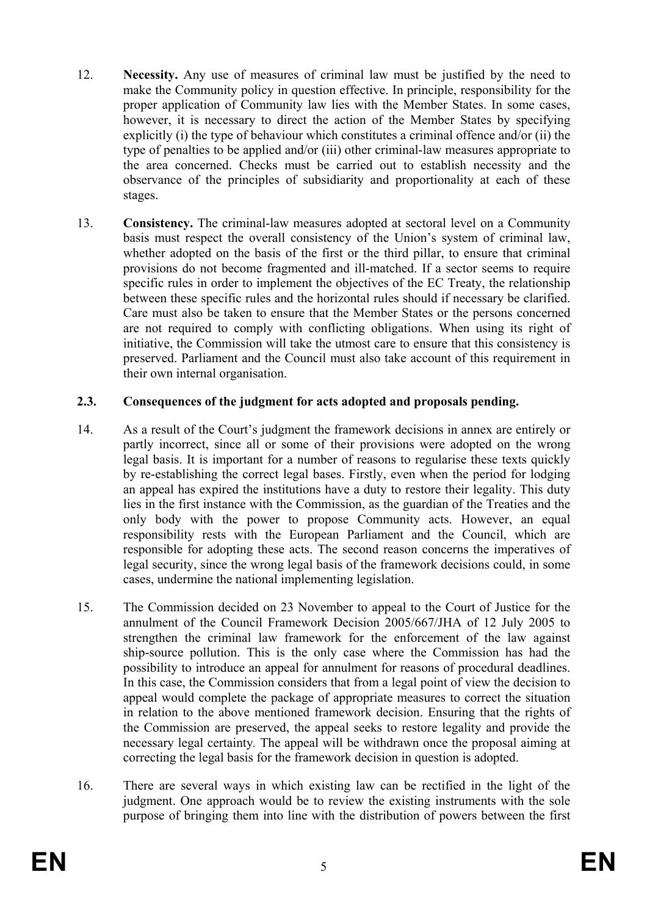12. **Necessity.** Any use of measures of criminal law must be justified by the need to make the Community policy in question effective. In principle, responsibility for the proper application of Community law lies with the Member States. In some cases, however, it is necessary to direct the action of the Member States by specifying explicitly (i) the type of behaviour which constitutes a criminal offence and/or (ii) the type of penalties to be applied and/or (iii) other criminal-law measures appropriate to the area concerned. Checks must be carried out to establish necessity and the observance of the principles of subsidiarity and proportionality at each of these stages.

13. **Consistency.** The criminal-law measures adopted at sectoral level on a Community basis must respect the overall consistency of the Union's system of criminal law, whether adopted on the basis of the first or the third pillar, to ensure that criminal provisions do not become fragmented and ill-matched. If a sector seems to require specific rules in order to implement the objectives of the EC Treaty, the relationship between these specific rules and the horizontal rules should if necessary be clarified. Care must also be taken to ensure that the Member States or the persons concerned are not required to comply with conflicting obligations. When using its right of initiative, the Commission will take the utmost care to ensure that this consistency is preserved. Parliament and the Council must also take account of this requirement in their own internal organisation.

### 2.3. Consequences of the judgment for acts adopted and proposals pending.

14. As a result of the Court's judgment the framework decisions in annex are entirely or partly incorrect, since all or some of their provisions were adopted on the wrong legal basis. It is important for a number of reasons to regularise these texts quickly by re-establishing the correct legal bases. Firstly, even when the period for lodging an appeal has expired the institutions have a duty to restore their legality. This duty lies in the first instance with the Commission, as the guardian of the Treaties and the only body with the power to propose Community acts. However, an equal responsibility rests with the European Parliament and the Council, which are responsible for adopting these acts. The second reason concerns the imperatives of legal security, since the wrong legal basis of the framework decisions could, in some cases, undermine the national implementing legislation.

15. The Commission decided on 23 November to appeal to the Court of Justice for the annulment of the Council Framework Decision 2005/667/JHA of 12 July 2005 to strengthen the criminal law framework for the enforcement of the law against ship-source pollution. This is the only case where the Commission has had the possibility to introduce an appeal for annulment for reasons of procedural deadlines. In this case, the Commission considers that from a legal point of view the decision to appeal would complete the package of appropriate measures to correct the situation in relation to the above mentioned framework decision. Ensuring that the rights of the Commission are preserved, the appeal seeks to restore legality and provide the necessary legal certainty. The appeal will be withdrawn once the proposal aiming at correcting the legal basis for the framework decision in question is adopted.

16. There are several ways in which existing law can be rectified in the light of the judgment. One approach would be to review the existing instruments with the sole purpose of bringing them into line with the distribution of powers between the first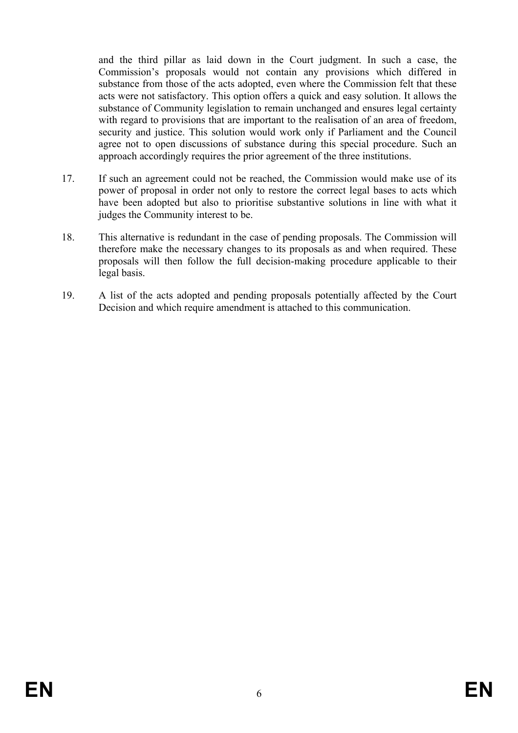and the third pillar as laid down in the Court judgment. In such a case, the Commission's proposals would not contain any provisions which differed in substance from those of the acts adopted, even where the Commission felt that these acts were not satisfactory. This option offers a quick and easy solution. It allows the substance of Community legislation to remain unchanged and ensures legal certainty with regard to provisions that are important to the realisation of an area of freedom, security and justice. This solution would work only if Parliament and the Council agree not to open discussions of substance during this special procedure. Such an approach accordingly requires the prior agreement of the three institutions.

17. If such an agreement could not be reached, the Commission would make use of its power of proposal in order not only to restore the correct legal bases to acts which have been adopted but also to prioritise substantive solutions in line with what it judges the Community interest to be.

18. This alternative is redundant in the case of pending proposals. The Commission will therefore make the necessary changes to its proposals as and when required. These proposals will then follow the full decision-making procedure applicable to their legal basis.

19. A list of the acts adopted and pending proposals potentially affected by the Court Decision and which require amendment is attached to this communication.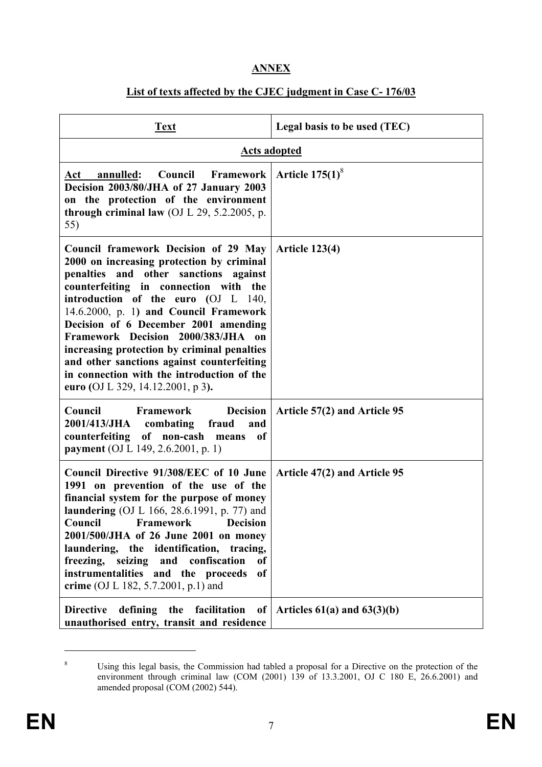**ANNEX**

**List of texts affected by the CJEC judgment in Case C- 176/03**

| Text | Legal basis to be used (TEC) |
|---|---|
| **Acts adopted** | |
| **Act annulled: Council Framework Decision 2003/80/JHA of 27 January 2003 on the protection of the environment through criminal law** (OJ L 29, 5.2.2005, p. 55) | **Article 175(1)**[8] |
| **Council framework Decision of 29 May 2000 on increasing protection by criminal penalties and other sanctions against counterfeiting in connection with the introduction of the euro (**OJ L 140, 14.6.2000, p. 1**) and Council Framework Decision of 6 December 2001 amending Framework Decision 2000/383/JHA on increasing protection by criminal penalties and other sanctions against counterfeiting in connection with the introduction of the euro (**OJ L 329, 14.12.2001, p 3**).** | **Article 123(4)** |
| **Council Framework Decision 2001/413/JHA combating fraud and counterfeiting of non-cash means of payment** (OJ L 149, 2.6.2001, p. 1) | **Article 57(2) and Article 95** |
| **Council Directive 91/308/EEC of 10 June 1991 on prevention of the use of the financial system for the purpose of money laundering** (OJ L 166, 28.6.1991, p. 77) and **Council Framework Decision 2001/500/JHA of 26 June 2001 on money laundering, the identification, tracing, freezing, seizing and confiscation of instrumentalities and the proceeds of crime** (OJ L 182, 5.7.2001, p.1) and | **Article 47(2) and Article 95** |
| **Directive defining the facilitation of unauthorised entry, transit and residence** | **Articles 61(a) and 63(3)(b)** |

[8] Using this legal basis, the Commission had tabled a proposal for a Directive on the protection of the environment through criminal law (COM (2001) 139 of 13.3.2001, OJ C 180 E, 26.6.2001) and amended proposal (COM (2002) 544).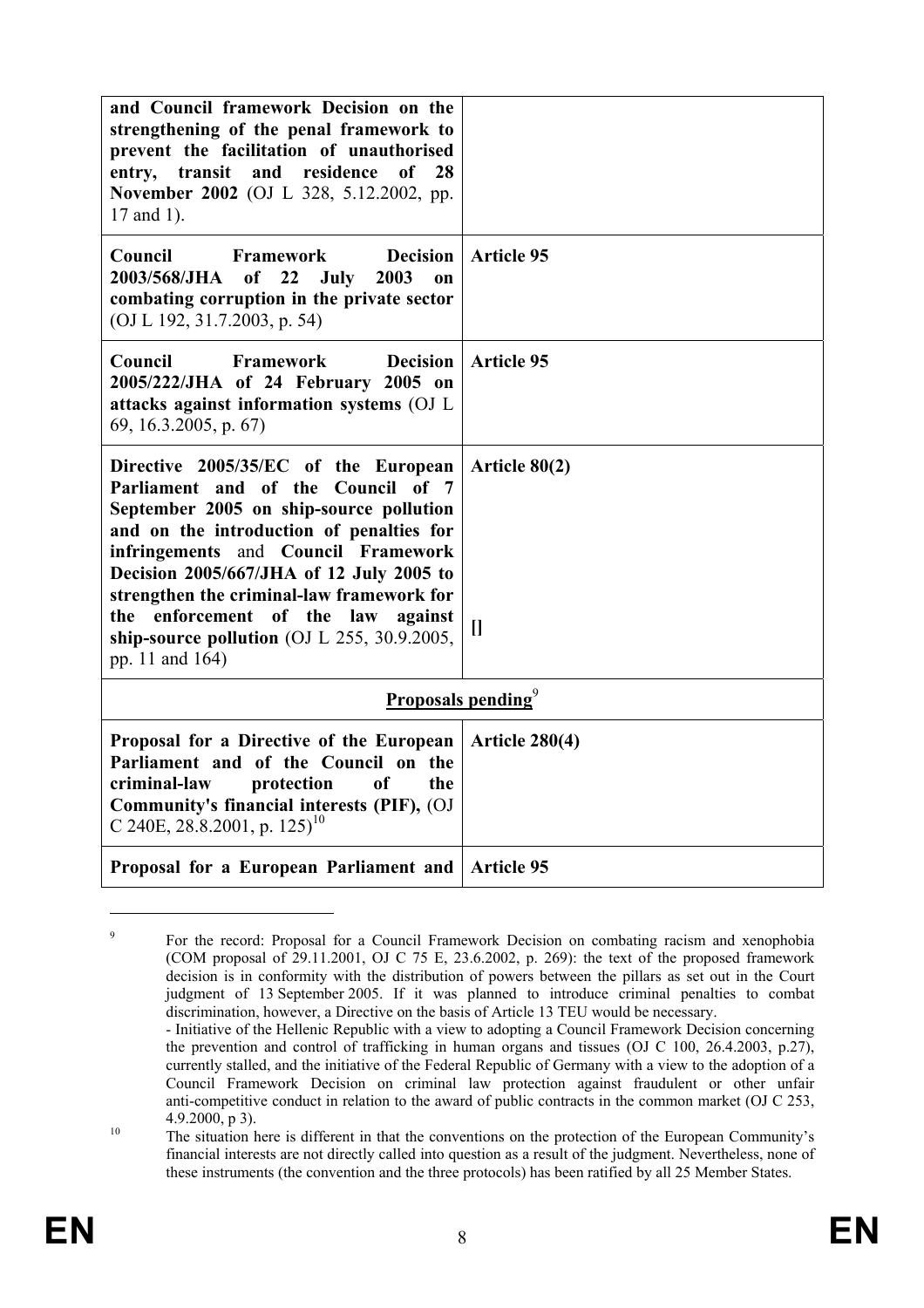| | |
|---|---|
| **and Council framework Decision on the strengthening of the penal framework to prevent the facilitation of unauthorised entry, transit and residence of 28 November 2002** (OJ L 328, 5.12.2002, pp. 17 and 1). | |
| **Council Framework Decision 2003/568/JHA of 22 July 2003 on combating corruption in the private sector** (OJ L 192, 31.7.2003, p. 54) | **Article 95** |
| **Council Framework Decision 2005/222/JHA of 24 February 2005 on attacks against information systems** (OJ L 69, 16.3.2005, p. 67) | **Article 95** |
| **Directive 2005/35/EC of the European Parliament and of the Council of 7 September 2005 on ship-source pollution and on the introduction of penalties for infringements** and **Council Framework Decision 2005/667/JHA of 12 July 2005 to strengthen the criminal-law framework for the enforcement of the law against ship-source pollution** (OJ L 255, 30.9.2005, pp. 11 and 164) | **Article 80(2)** <br><br> **[]** |
| **Proposals pending**[9] | |
| **Proposal for a Directive of the European Parliament and of the Council on the criminal-law protection of the Community's financial interests (PIF),** (OJ C 240E, 28.8.2001, p. 125)[10] | **Article 280(4)** |
| **Proposal for a European Parliament and** | **Article 95** |

[9] For the record: Proposal for a Council Framework Decision on combating racism and xenophobia (COM proposal of 29.11.2001, OJ C 75 E, 23.6.2002, p. 269): the text of the proposed framework decision is in conformity with the distribution of powers between the pillars as set out in the Court judgment of 13 September 2005. If it was planned to introduce criminal penalties to combat discrimination, however, a Directive on the basis of Article 13 TEU would be necessary.
- Initiative of the Hellenic Republic with a view to adopting a Council Framework Decision concerning the prevention and control of trafficking in human organs and tissues (OJ C 100, 26.4.2003, p.27), currently stalled, and the initiative of the Federal Republic of Germany with a view to the adoption of a Council Framework Decision on criminal law protection against fraudulent or other unfair anti-competitive conduct in relation to the award of public contracts in the common market (OJ C 253, 4.9.2000, p 3).

[10] The situation here is different in that the conventions on the protection of the European Community's financial interests are not directly called into question as a result of the judgment. Nevertheless, none of these instruments (the convention and the three protocols) has been ratified by all 25 Member States.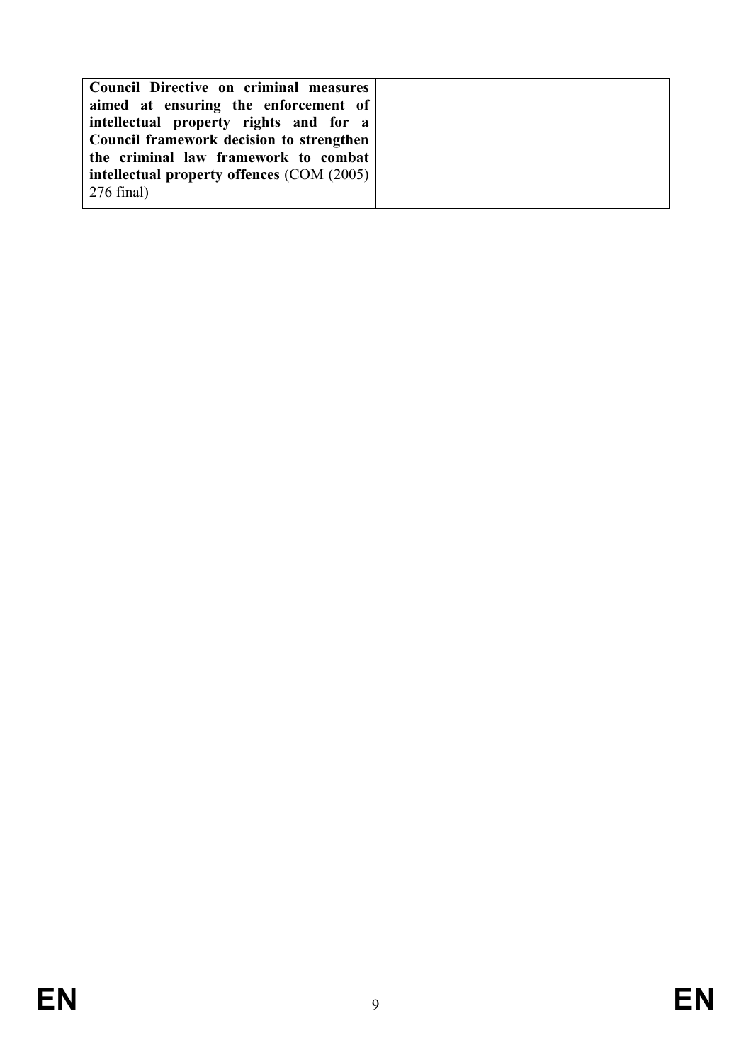| | |
|---|---|
| **Council Directive on criminal measures aimed at ensuring the enforcement of intellectual property rights and for a Council framework decision to strengthen the criminal law framework to combat intellectual property offences** (COM (2005) 276 final) | |